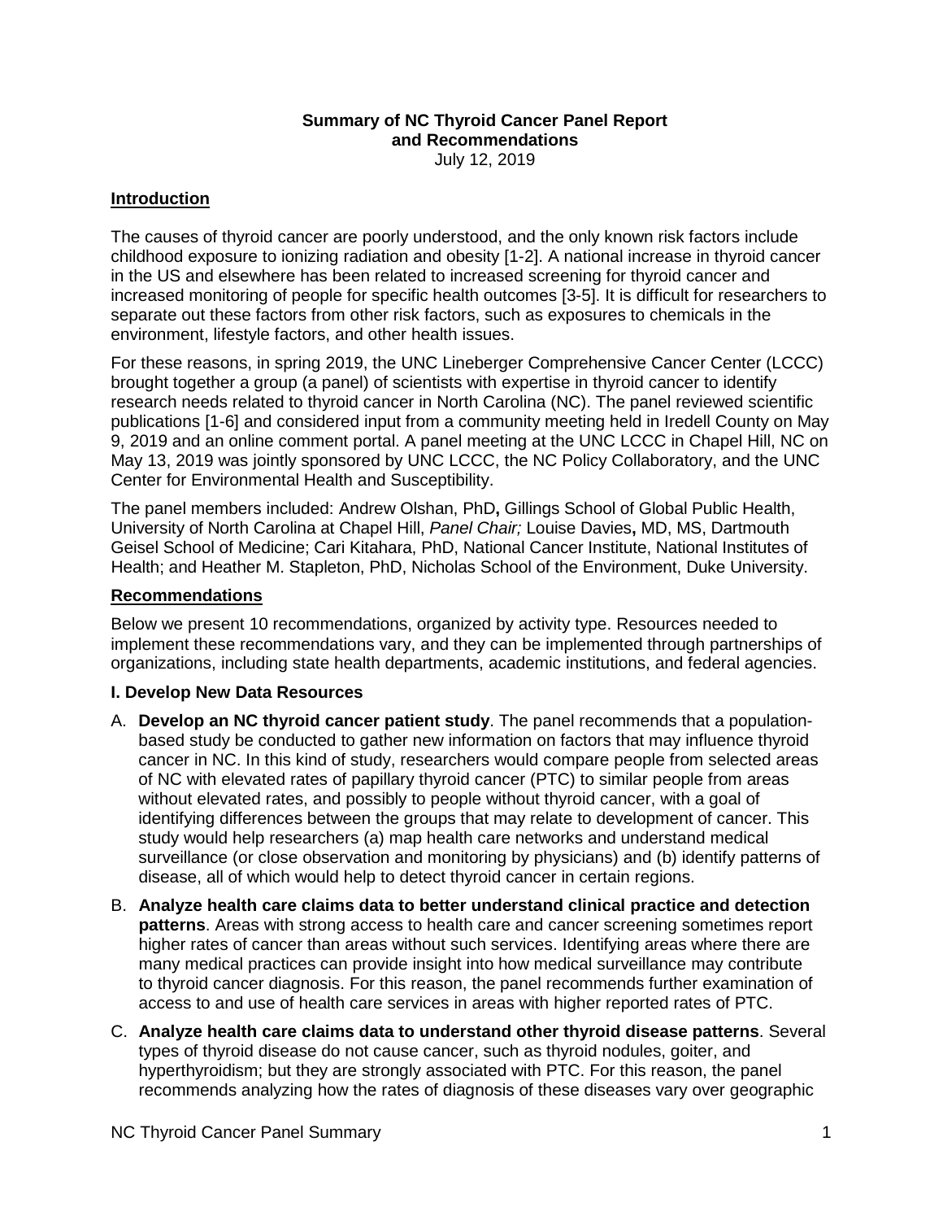**Summary of NC Thyroid Cancer Panel Report and Recommendations**

July 12, 2019

## Introduction

The causes of thyroid cancer are poorly understood, and the only known risk factors include childhood exposure to ionizing radiation and obesity [1-2]. A national increase in thyroid cancer in the US and elsewhere has been related to increased screening for thyroid cancer and increased monitoring of people for specific health outcomes [3-5]. It is difficult for researchers to separate out these factors from other risk factors, such as exposures to chemicals in the environment, lifestyle factors, and other health issues.

For these reasons, in spring 2019, the UNC Lineberger Comprehensive Cancer Center (LCCC) brought together a group (a panel) of scientists with expertise in thyroid cancer to identify research needs related to thyroid cancer in North Carolina (NC). The panel reviewed scientific publications [1-6] and considered input from a community meeting held in Iredell County on May 9, 2019 and an online comment portal. A panel meeting at the UNC LCCC in Chapel Hill, NC on May 13, 2019 was jointly sponsored by UNC LCCC, the NC Policy Collaboratory, and the UNC Center for Environmental Health and Susceptibility.

The panel members included: Andrew Olshan, PhD**,** Gillings School of Global Public Health, University of North Carolina at Chapel Hill, *Panel Chair;* Louise Davies**,** MD, MS, Dartmouth Geisel School of Medicine; Cari Kitahara, PhD, National Cancer Institute, National Institutes of Health; and Heather M. Stapleton, PhD, Nicholas School of the Environment, Duke University.

## Recommendations

Below we present 10 recommendations, organized by activity type. Resources needed to implement these recommendations vary, and they can be implemented through partnerships of organizations, including state health departments, academic institutions, and federal agencies.

### I. Develop New Data Resources

A. **Develop an NC thyroid cancer patient study**. The panel recommends that a population-based study be conducted to gather new information on factors that may influence thyroid cancer in NC. In this kind of study, researchers would compare people from selected areas of NC with elevated rates of papillary thyroid cancer (PTC) to similar people from areas without elevated rates, and possibly to people without thyroid cancer, with a goal of identifying differences between the groups that may relate to development of cancer. This study would help researchers (a) map health care networks and understand medical surveillance (or close observation and monitoring by physicians) and (b) identify patterns of disease, all of which would help to detect thyroid cancer in certain regions.

B. **Analyze health care claims data to better understand clinical practice and detection patterns**. Areas with strong access to health care and cancer screening sometimes report higher rates of cancer than areas without such services. Identifying areas where there are many medical practices can provide insight into how medical surveillance may contribute to thyroid cancer diagnosis. For this reason, the panel recommends further examination of access to and use of health care services in areas with higher reported rates of PTC.

C. **Analyze health care claims data to understand other thyroid disease patterns**. Several types of thyroid disease do not cause cancer, such as thyroid nodules, goiter, and hyperthyroidism; but they are strongly associated with PTC. For this reason, the panel recommends analyzing how the rates of diagnosis of these diseases vary over geographic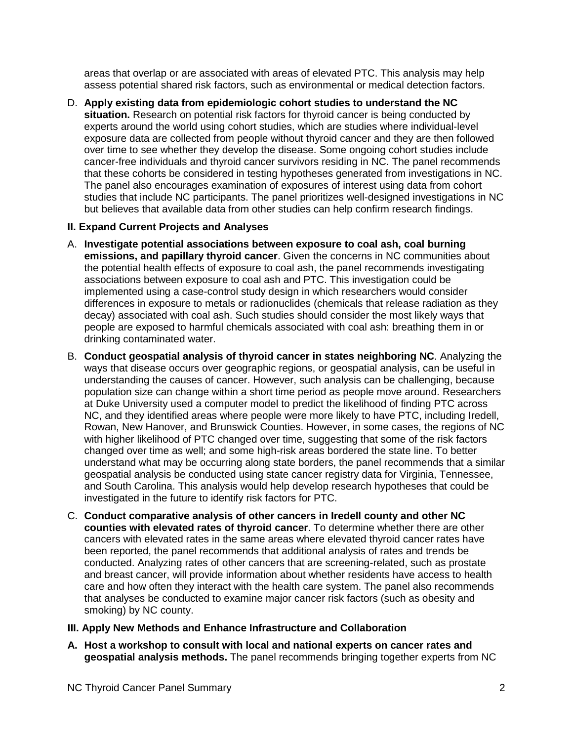areas that overlap or are associated with areas of elevated PTC. This analysis may help assess potential shared risk factors, such as environmental or medical detection factors.

D. **Apply existing data from epidemiologic cohort studies to understand the NC situation.** Research on potential risk factors for thyroid cancer is being conducted by experts around the world using cohort studies, which are studies where individual-level exposure data are collected from people without thyroid cancer and they are then followed over time to see whether they develop the disease. Some ongoing cohort studies include cancer-free individuals and thyroid cancer survivors residing in NC. The panel recommends that these cohorts be considered in testing hypotheses generated from investigations in NC. The panel also encourages examination of exposures of interest using data from cohort studies that include NC participants. The panel prioritizes well-designed investigations in NC but believes that available data from other studies can help confirm research findings.

### II. Expand Current Projects and Analyses

A. **Investigate potential associations between exposure to coal ash, coal burning emissions, and papillary thyroid cancer**. Given the concerns in NC communities about the potential health effects of exposure to coal ash, the panel recommends investigating associations between exposure to coal ash and PTC. This investigation could be implemented using a case-control study design in which researchers would consider differences in exposure to metals or radionuclides (chemicals that release radiation as they decay) associated with coal ash. Such studies should consider the most likely ways that people are exposed to harmful chemicals associated with coal ash: breathing them in or drinking contaminated water.

B. **Conduct geospatial analysis of thyroid cancer in states neighboring NC**. Analyzing the ways that disease occurs over geographic regions, or geospatial analysis, can be useful in understanding the causes of cancer. However, such analysis can be challenging, because population size can change within a short time period as people move around. Researchers at Duke University used a computer model to predict the likelihood of finding PTC across NC, and they identified areas where people were more likely to have PTC, including Iredell, Rowan, New Hanover, and Brunswick Counties. However, in some cases, the regions of NC with higher likelihood of PTC changed over time, suggesting that some of the risk factors changed over time as well; and some high-risk areas bordered the state line. To better understand what may be occurring along state borders, the panel recommends that a similar geospatial analysis be conducted using state cancer registry data for Virginia, Tennessee, and South Carolina. This analysis would help develop research hypotheses that could be investigated in the future to identify risk factors for PTC.

C. **Conduct comparative analysis of other cancers in Iredell county and other NC counties with elevated rates of thyroid cancer**. To determine whether there are other cancers with elevated rates in the same areas where elevated thyroid cancer rates have been reported, the panel recommends that additional analysis of rates and trends be conducted. Analyzing rates of other cancers that are screening-related, such as prostate and breast cancer, will provide information about whether residents have access to health care and how often they interact with the health care system. The panel also recommends that analyses be conducted to examine major cancer risk factors (such as obesity and smoking) by NC county.

### III. Apply New Methods and Enhance Infrastructure and Collaboration

A. **Host a workshop to consult with local and national experts on cancer rates and geospatial analysis methods.** The panel recommends bringing together experts from NC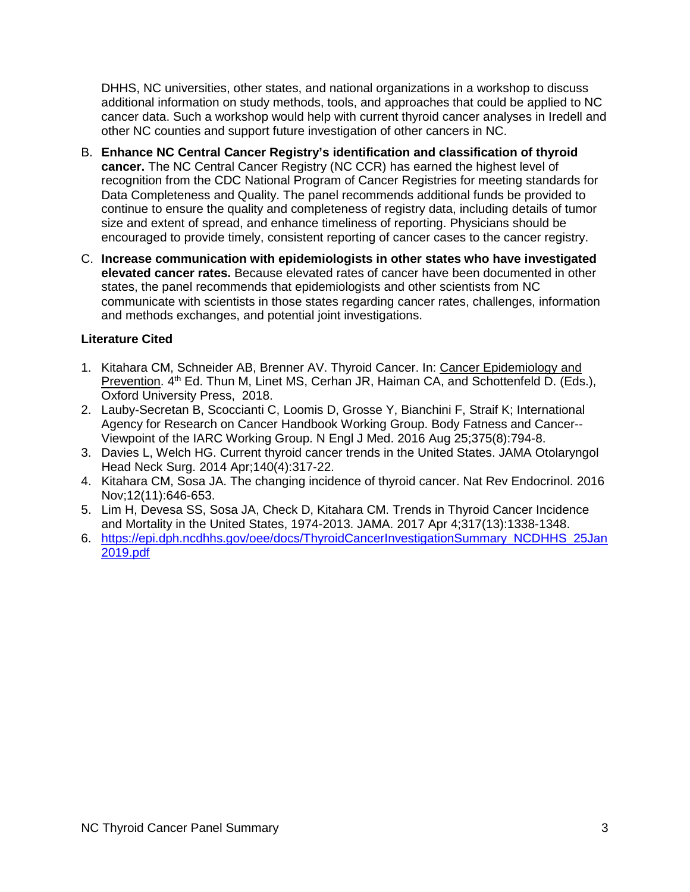DHHS, NC universities, other states, and national organizations in a workshop to discuss additional information on study methods, tools, and approaches that could be applied to NC cancer data. Such a workshop would help with current thyroid cancer analyses in Iredell and other NC counties and support future investigation of other cancers in NC.

B. **Enhance NC Central Cancer Registry's identification and classification of thyroid cancer.** The NC Central Cancer Registry (NC CCR) has earned the highest level of recognition from the CDC National Program of Cancer Registries for meeting standards for Data Completeness and Quality. The panel recommends additional funds be provided to continue to ensure the quality and completeness of registry data, including details of tumor size and extent of spread, and enhance timeliness of reporting. Physicians should be encouraged to provide timely, consistent reporting of cancer cases to the cancer registry.

C. **Increase communication with epidemiologists in other states who have investigated elevated cancer rates.** Because elevated rates of cancer have been documented in other states, the panel recommends that epidemiologists and other scientists from NC communicate with scientists in those states regarding cancer rates, challenges, information and methods exchanges, and potential joint investigations.

**Literature Cited**

1. Kitahara CM, Schneider AB, Brenner AV. Thyroid Cancer. In: Cancer Epidemiology and Prevention. 4th Ed. Thun M, Linet MS, Cerhan JR, Haiman CA, and Schottenfeld D. (Eds.), Oxford University Press, 2018.
2. Lauby-Secretan B, Scoccianti C, Loomis D, Grosse Y, Bianchini F, Straif K; International Agency for Research on Cancer Handbook Working Group. Body Fatness and Cancer--Viewpoint of the IARC Working Group. N Engl J Med. 2016 Aug 25;375(8):794-8.
3. Davies L, Welch HG. Current thyroid cancer trends in the United States. JAMA Otolaryngol Head Neck Surg. 2014 Apr;140(4):317-22.
4. Kitahara CM, Sosa JA. The changing incidence of thyroid cancer. Nat Rev Endocrinol. 2016 Nov;12(11):646-653.
5. Lim H, Devesa SS, Sosa JA, Check D, Kitahara CM. Trends in Thyroid Cancer Incidence and Mortality in the United States, 1974-2013. JAMA. 2017 Apr 4;317(13):1338-1348.
6. https://epi.dph.ncdhhs.gov/oee/docs/ThyroidCancerInvestigationSummary_NCDHHS_25Jan2019.pdf